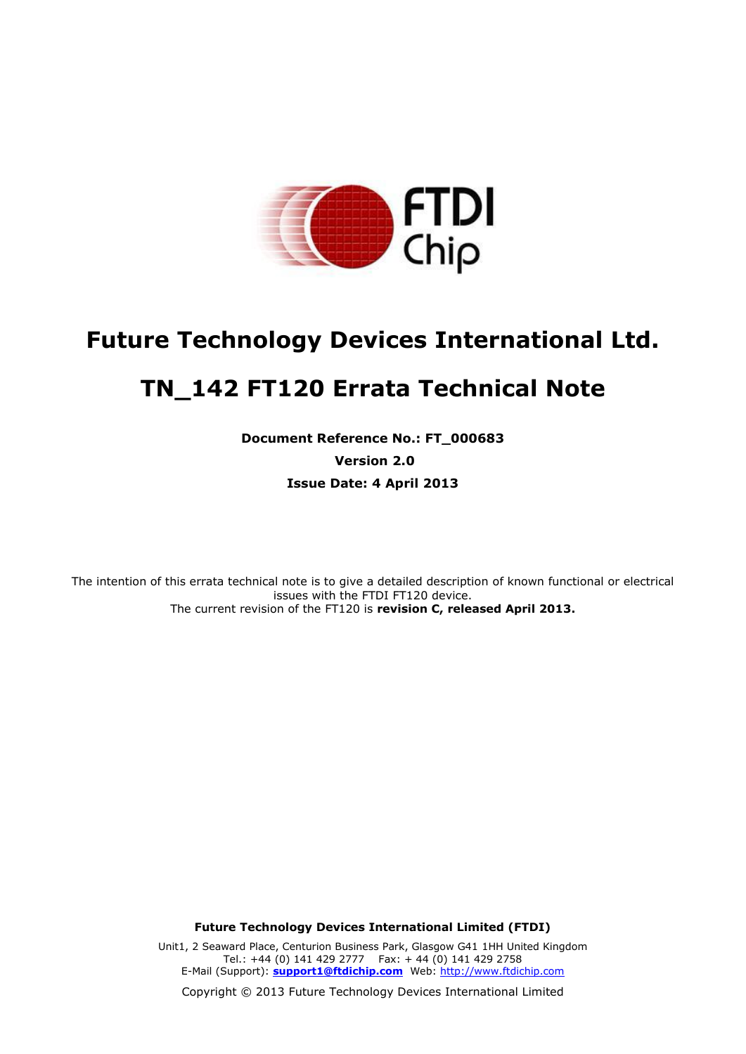# Future Technology Devices International Ltd.

# TN_142 FT120 Errata Technical Note

**Document Reference No.: FT_000683**

**Version 2.0**

**Issue Date: 4 April 2013**

The intention of this errata technical note is to give a detailed description of known functional or electrical issues with the FTDI FT120 device.
The current revision of the FT120 is **revision C, released April 2013.**

**Future Technology Devices International Limited (FTDI)**

Unit1, 2 Seaward Place, Centurion Business Park, Glasgow G41 1HH United Kingdom
Tel.: +44 (0) 141 429 2777 Fax: + 44 (0) 141 429 2758
E-Mail (Support): **support1@ftdichip.com** Web: http://www.ftdichip.com

Copyright © 2013 Future Technology Devices International Limited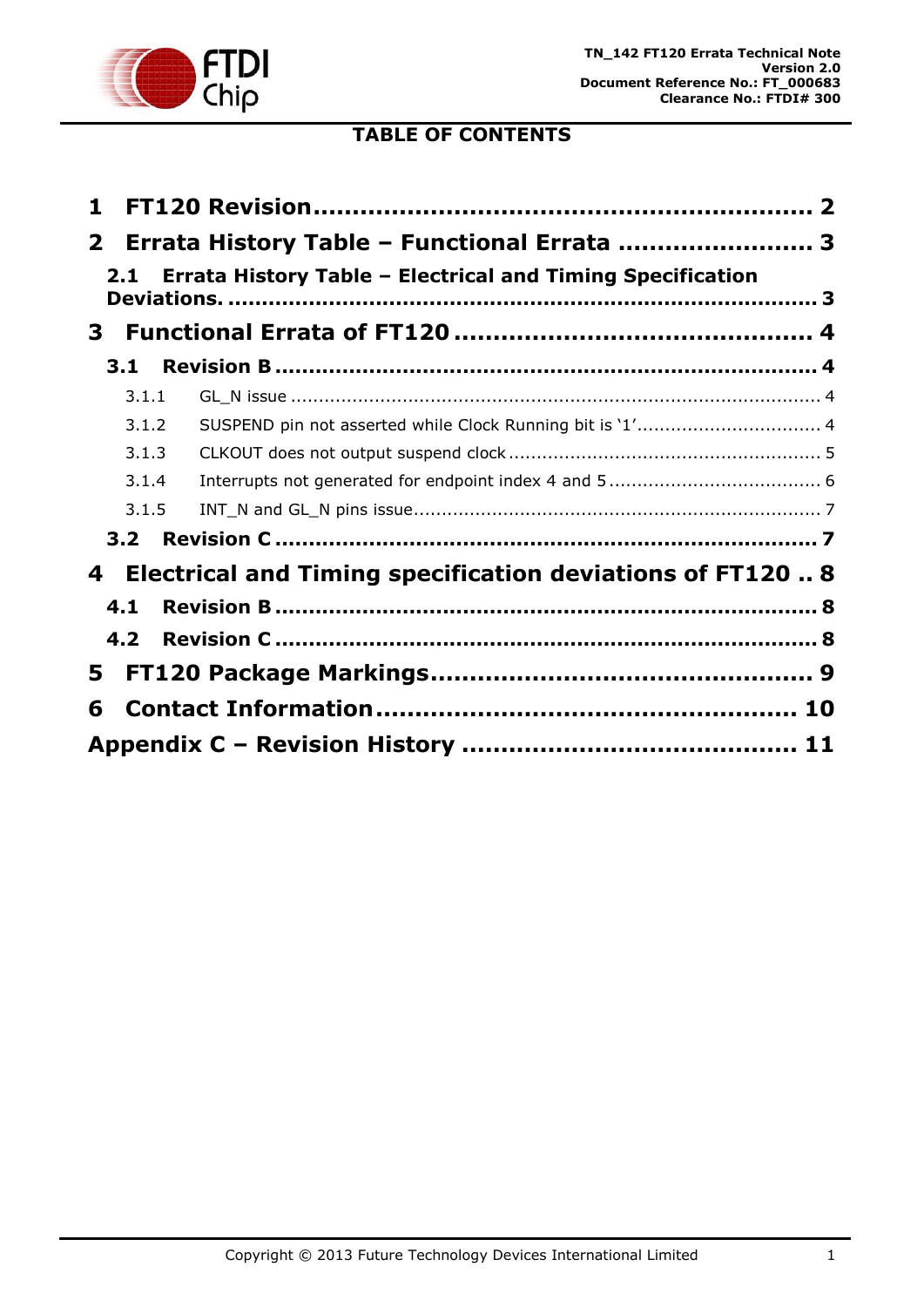## TABLE OF CONTENTS

**1 FT120 Revision ............................................................ 2**

**2 Errata History Table – Functional Errata ........................ 3**

**2.1 Errata History Table – Electrical and Timing Specification Deviations. ........................................................................... 3**

**3 Functional Errata of FT120 ............................................ 4**

**3.1 Revision B ................................................................................ 4**

3.1.1 GL_N issue ................................................................................ 4

3.1.2 SUSPEND pin not asserted while Clock Running bit is '1'................................ 4

3.1.3 CLKOUT does not output suspend clock ........................................................ 5

3.1.4 Interrupts not generated for endpoint index 4 and 5 ...................................... 6

3.1.5 INT_N and GL_N pins issue........................................................................ 7

**3.2 Revision C ................................................................................ 7**

**4 Electrical and Timing specification deviations of FT120 .. 8**

**4.1 Revision B ................................................................................ 8**

**4.2 Revision C ................................................................................ 8**

**5 FT120 Package Markings................................................ 9**

**6 Contact Information .................................................... 10**

**Appendix C – Revision History ......................................... 11**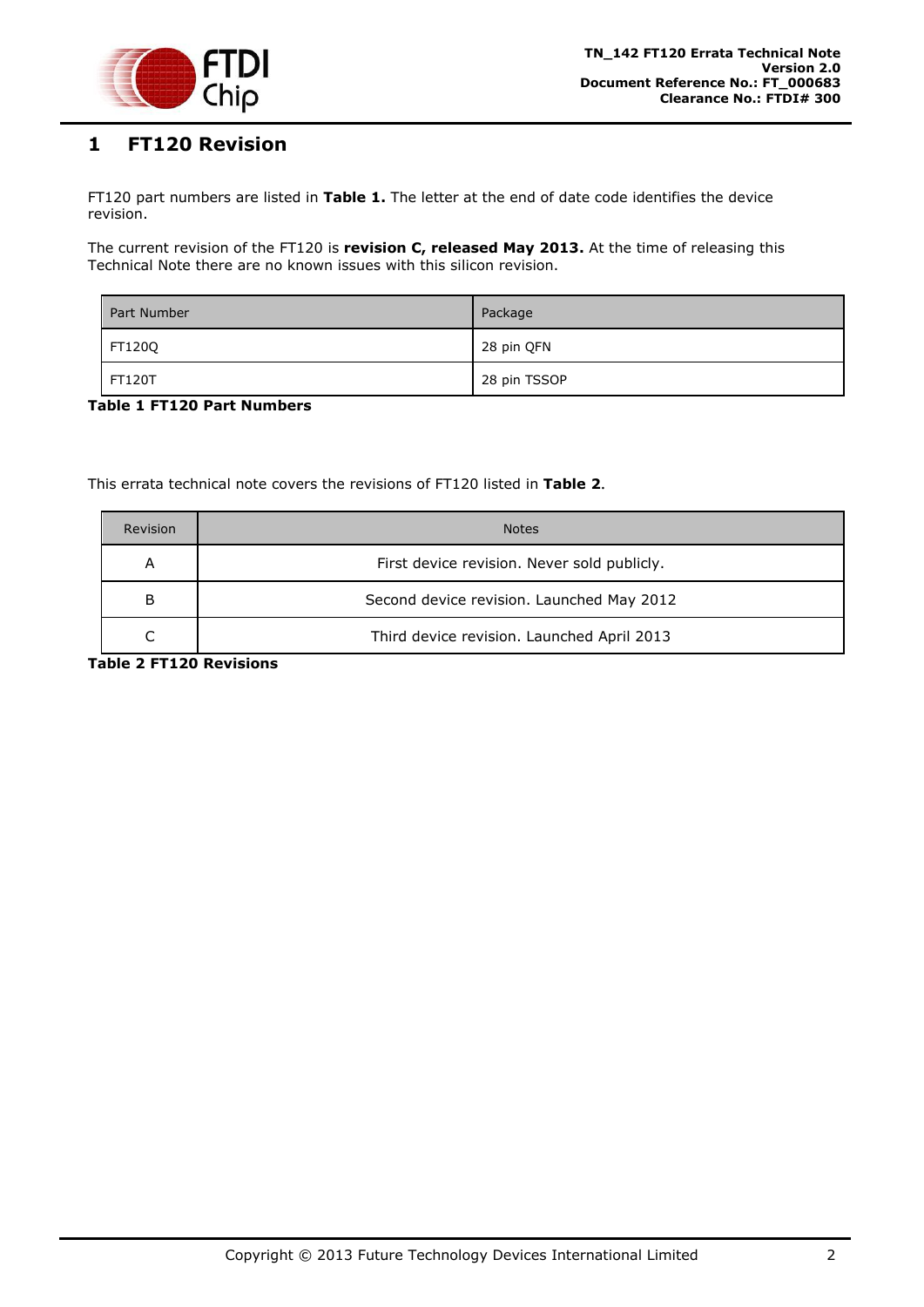# 1 FT120 Revision

FT120 part numbers are listed in **Table 1.** The letter at the end of date code identifies the device revision.

The current revision of the FT120 is **revision C, released May 2013.** At the time of releasing this Technical Note there are no known issues with this silicon revision.

| Part Number | Package |
|---|---|
| FT120Q | 28 pin QFN |
| FT120T | 28 pin TSSOP |

**Table 1 FT120 Part Numbers**

This errata technical note covers the revisions of FT120 listed in **Table 2**.

| Revision | Notes |
|---|---|
| A | First device revision. Never sold publicly. |
| B | Second device revision. Launched May 2012 |
| C | Third device revision. Launched April 2013 |

**Table 2 FT120 Revisions**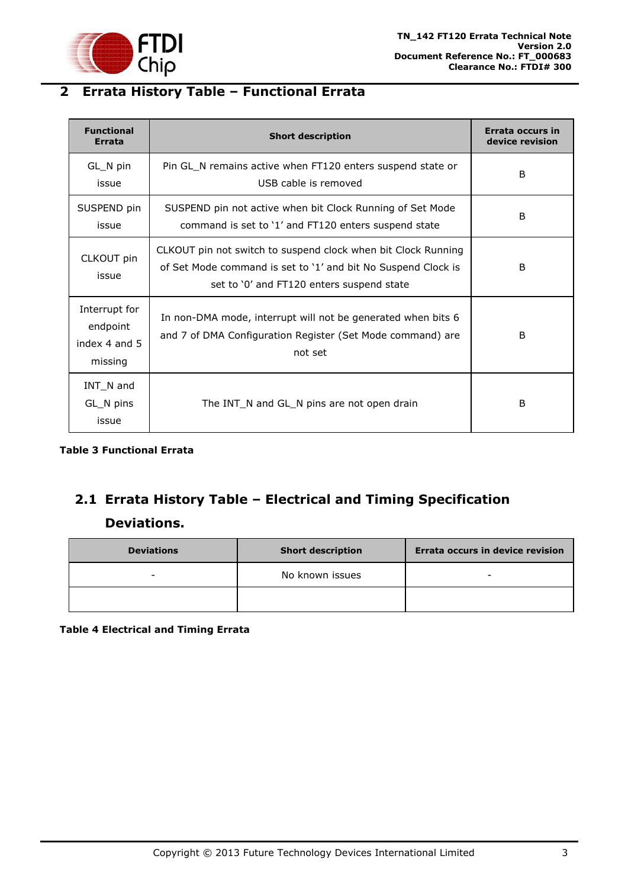# 2 Errata History Table – Functional Errata

| Functional Errata | Short description | Errata occurs in device revision |
|---|---|---|
| GL_N pin issue | Pin GL_N remains active when FT120 enters suspend state or USB cable is removed | B |
| SUSPEND pin issue | SUSPEND pin not active when bit Clock Running of Set Mode command is set to '1' and FT120 enters suspend state | B |
| CLKOUT pin issue | CLKOUT pin not switch to suspend clock when bit Clock Running of Set Mode command is set to '1' and bit No Suspend Clock is set to '0' and FT120 enters suspend state | B |
| Interrupt for endpoint index 4 and 5 missing | In non-DMA mode, interrupt will not be generated when bits 6 and 7 of DMA Configuration Register (Set Mode command) are not set | B |
| INT_N and GL_N pins issue | The INT_N and GL_N pins are not open drain | B |

**Table 3 Functional Errata**

## 2.1 Errata History Table – Electrical and Timing Specification Deviations.

| Deviations | Short description | Errata occurs in device revision |
|---|---|---|
| - | No known issues | - |
| | | |

**Table 4 Electrical and Timing Errata**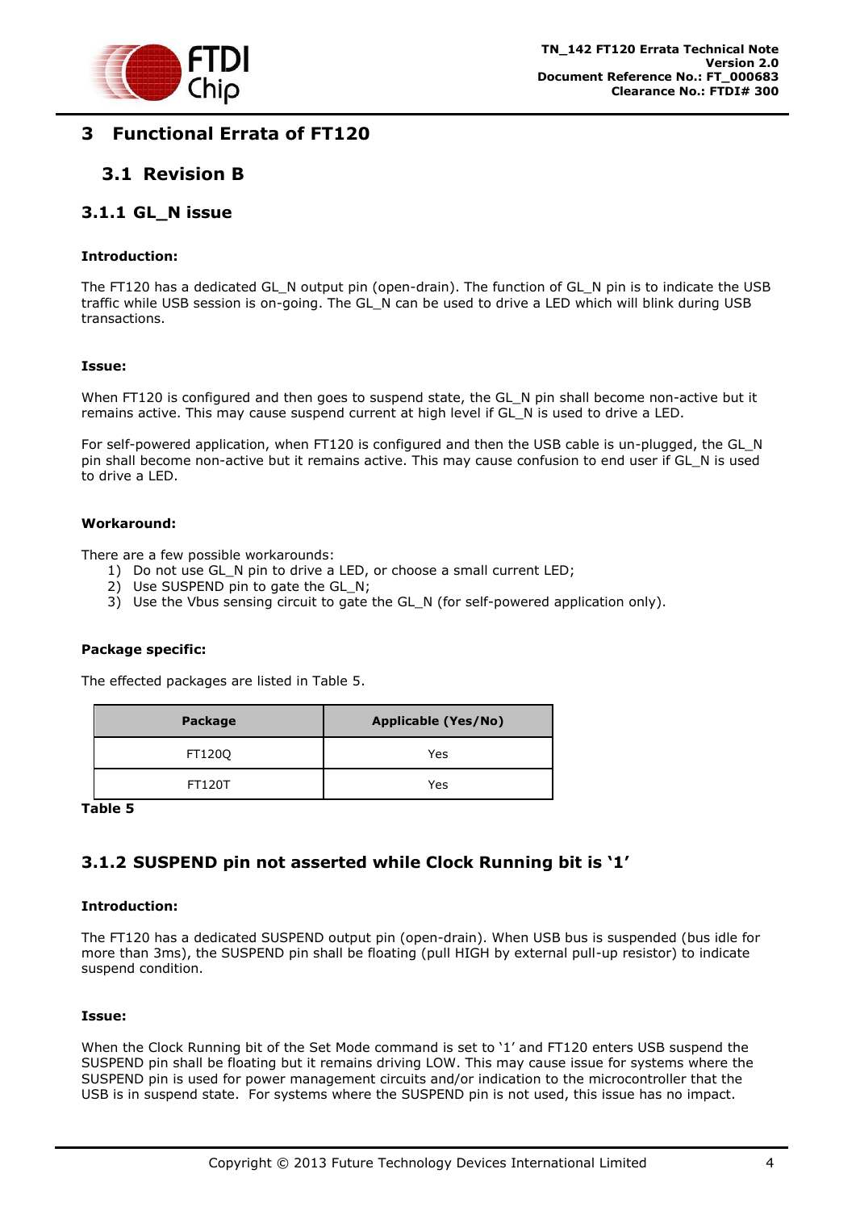# 3 Functional Errata of FT120

## 3.1 Revision B

### 3.1.1 GL_N issue

**Introduction:**

The FT120 has a dedicated GL_N output pin (open-drain). The function of GL_N pin is to indicate the USB traffic while USB session is on-going. The GL_N can be used to drive a LED which will blink during USB transactions.

**Issue:**

When FT120 is configured and then goes to suspend state, the GL_N pin shall become non-active but it remains active. This may cause suspend current at high level if GL_N is used to drive a LED.

For self-powered application, when FT120 is configured and then the USB cable is un-plugged, the GL_N pin shall become non-active but it remains active. This may cause confusion to end user if GL_N is used to drive a LED.

**Workaround:**

There are a few possible workarounds:

1) Do not use GL_N pin to drive a LED, or choose a small current LED;
2) Use SUSPEND pin to gate the GL_N;
3) Use the Vbus sensing circuit to gate the GL_N (for self-powered application only).

**Package specific:**

The effected packages are listed in Table 5.

| Package | Applicable (Yes/No) |
|---|---|
| FT120Q | Yes |
| FT120T | Yes |

**Table 5**

### 3.1.2 SUSPEND pin not asserted while Clock Running bit is '1'

**Introduction:**

The FT120 has a dedicated SUSPEND output pin (open-drain). When USB bus is suspended (bus idle for more than 3ms), the SUSPEND pin shall be floating (pull HIGH by external pull-up resistor) to indicate suspend condition.

**Issue:**

When the Clock Running bit of the Set Mode command is set to '1' and FT120 enters USB suspend the SUSPEND pin shall be floating but it remains driving LOW. This may cause issue for systems where the SUSPEND pin is used for power management circuits and/or indication to the microcontroller that the USB is in suspend state. For systems where the SUSPEND pin is not used, this issue has no impact.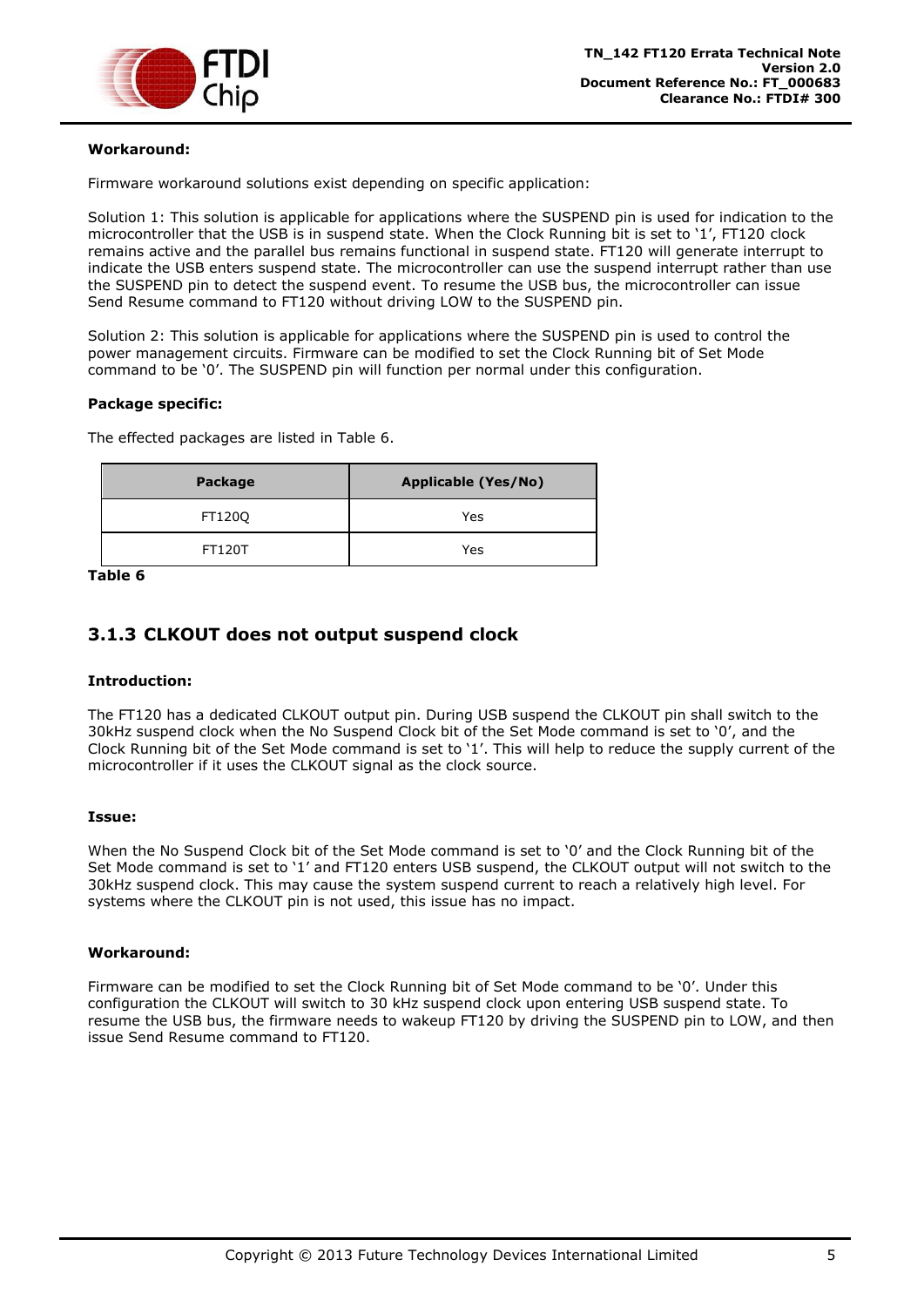**Workaround:**

Firmware workaround solutions exist depending on specific application:

Solution 1: This solution is applicable for applications where the SUSPEND pin is used for indication to the microcontroller that the USB is in suspend state. When the Clock Running bit is set to '1', FT120 clock remains active and the parallel bus remains functional in suspend state. FT120 will generate interrupt to indicate the USB enters suspend state. The microcontroller can use the suspend interrupt rather than use the SUSPEND pin to detect the suspend event. To resume the USB bus, the microcontroller can issue Send Resume command to FT120 without driving LOW to the SUSPEND pin.

Solution 2: This solution is applicable for applications where the SUSPEND pin is used to control the power management circuits. Firmware can be modified to set the Clock Running bit of Set Mode command to be '0'. The SUSPEND pin will function per normal under this configuration.

**Package specific:**

The effected packages are listed in Table 6.

| Package | Applicable (Yes/No) |
|---|---|
| FT120Q | Yes |
| FT120T | Yes |

**Table 6**

### 3.1.3 CLKOUT does not output suspend clock

**Introduction:**

The FT120 has a dedicated CLKOUT output pin. During USB suspend the CLKOUT pin shall switch to the 30kHz suspend clock when the No Suspend Clock bit of the Set Mode command is set to '0', and the Clock Running bit of the Set Mode command is set to '1'. This will help to reduce the supply current of the microcontroller if it uses the CLKOUT signal as the clock source.

**Issue:**

When the No Suspend Clock bit of the Set Mode command is set to '0' and the Clock Running bit of the Set Mode command is set to '1' and FT120 enters USB suspend, the CLKOUT output will not switch to the 30kHz suspend clock. This may cause the system suspend current to reach a relatively high level. For systems where the CLKOUT pin is not used, this issue has no impact.

**Workaround:**

Firmware can be modified to set the Clock Running bit of Set Mode command to be '0'. Under this configuration the CLKOUT will switch to 30 kHz suspend clock upon entering USB suspend state. To resume the USB bus, the firmware needs to wakeup FT120 by driving the SUSPEND pin to LOW, and then issue Send Resume command to FT120.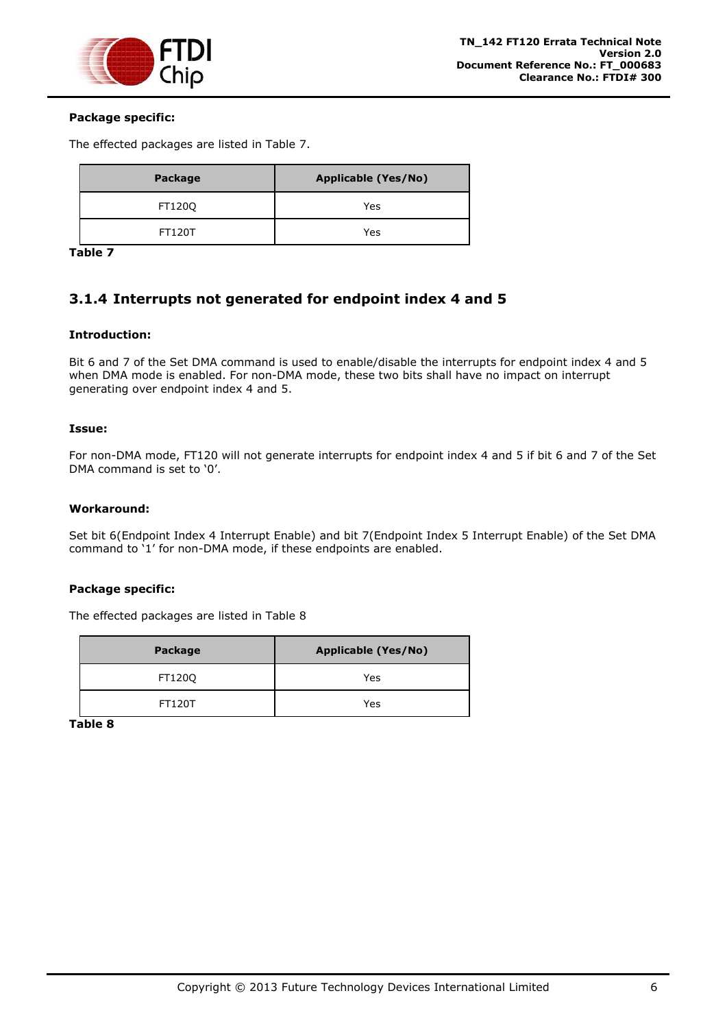**Package specific:**

The effected packages are listed in Table 7.

| Package | Applicable (Yes/No) |
| --- | --- |
| FT120Q | Yes |
| FT120T | Yes |

**Table 7**

### 3.1.4 Interrupts not generated for endpoint index 4 and 5

**Introduction:**

Bit 6 and 7 of the Set DMA command is used to enable/disable the interrupts for endpoint index 4 and 5 when DMA mode is enabled. For non-DMA mode, these two bits shall have no impact on interrupt generating over endpoint index 4 and 5.

**Issue:**

For non-DMA mode, FT120 will not generate interrupts for endpoint index 4 and 5 if bit 6 and 7 of the Set DMA command is set to '0'.

**Workaround:**

Set bit 6(Endpoint Index 4 Interrupt Enable) and bit 7(Endpoint Index 5 Interrupt Enable) of the Set DMA command to '1' for non-DMA mode, if these endpoints are enabled.

**Package specific:**

The effected packages are listed in Table 8

| Package | Applicable (Yes/No) |
| --- | --- |
| FT120Q | Yes |
| FT120T | Yes |

**Table 8**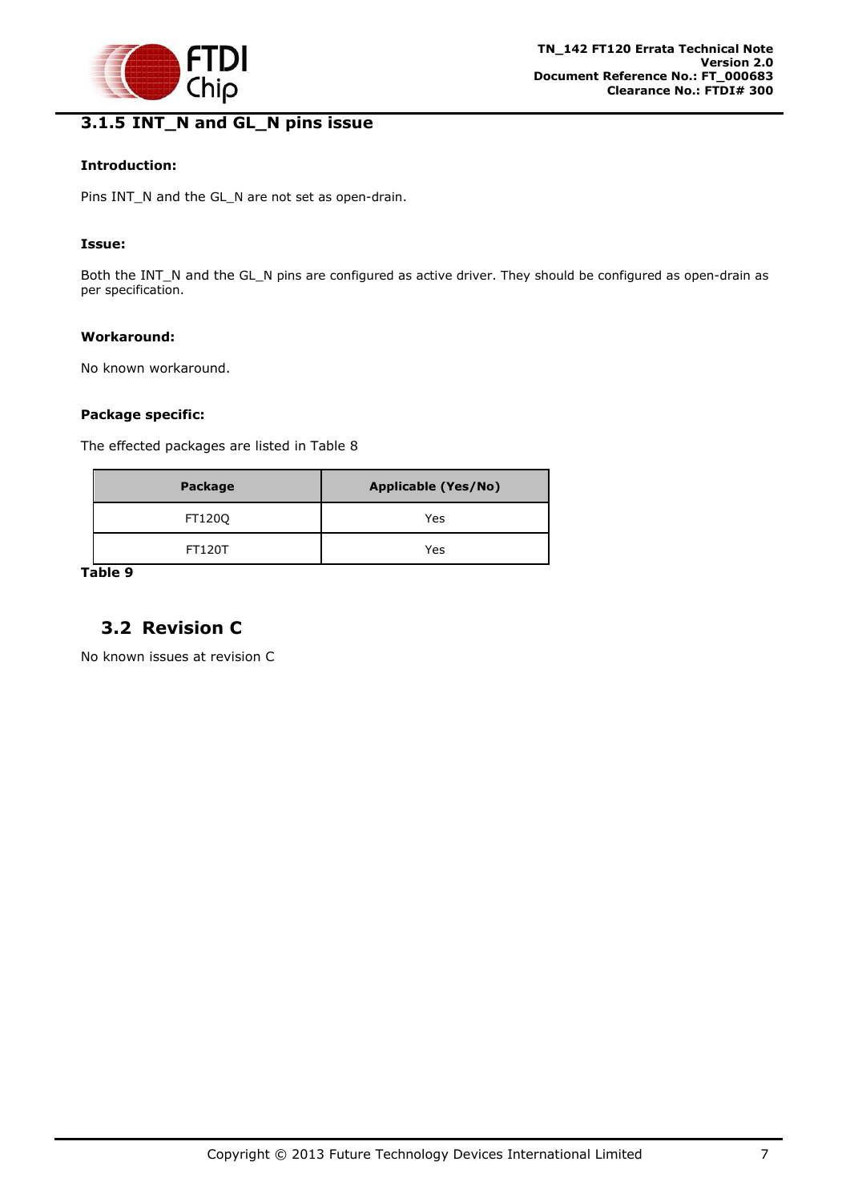### 3.1.5 INT_N and GL_N pins issue

**Introduction:**

Pins INT_N and the GL_N are not set as open-drain.

**Issue:**

Both the INT_N and the GL_N pins are configured as active driver. They should be configured as open-drain as per specification.

**Workaround:**

No known workaround.

**Package specific:**

The effected packages are listed in Table 8

| Package | Applicable (Yes/No) |
|---|---|
| FT120Q | Yes |
| FT120T | Yes |

**Table 9**

## 3.2 Revision C

No known issues at revision C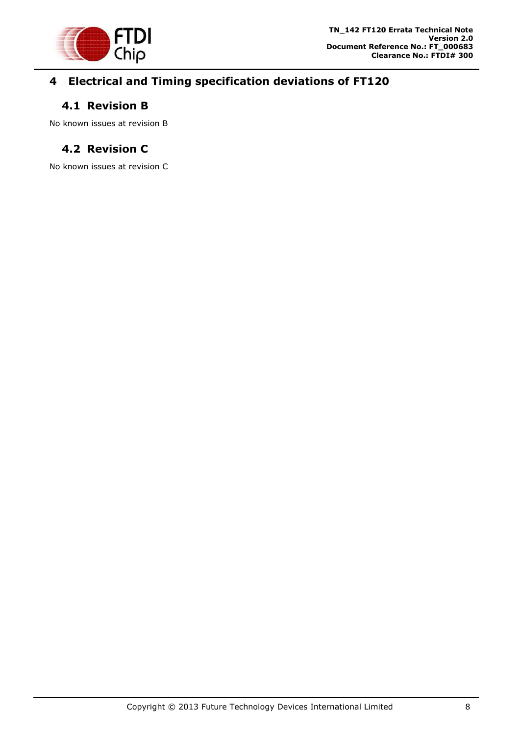# 4 Electrical and Timing specification deviations of FT120

## 4.1 Revision B

No known issues at revision B

## 4.2 Revision C

No known issues at revision C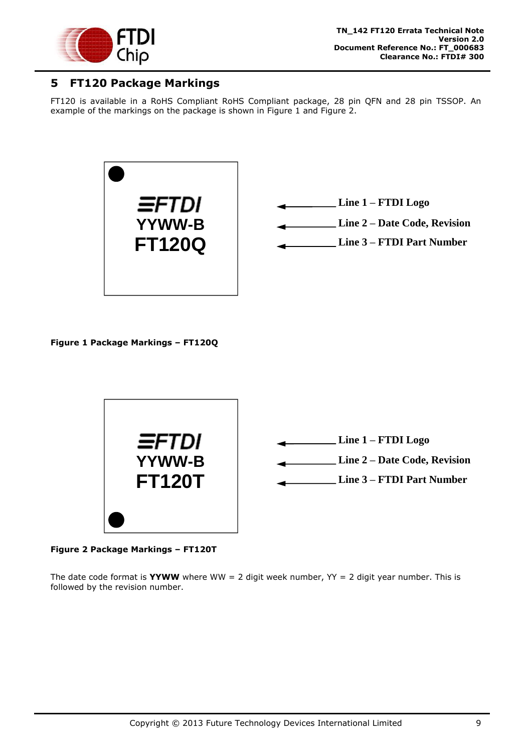# 5 FT120 Package Markings

FT120 is available in a RoHS Compliant RoHS Compliant package, 28 pin QFN and 28 pin TSSOP. An example of the markings on the package is shown in Figure 1 and Figure 2.

FTDI
YYWW-B
FT120Q

Line 1 – FTDI Logo
Line 2 – Date Code, Revision
Line 3 – FTDI Part Number

**Figure 1 Package Markings – FT120Q**

FTDI
YYWW-B
FT120T

Line 1 – FTDI Logo
Line 2 – Date Code, Revision
Line 3 – FTDI Part Number

**Figure 2 Package Markings – FT120T**

The date code format is **YYWW** where WW = 2 digit week number, YY = 2 digit year number. This is followed by the revision number.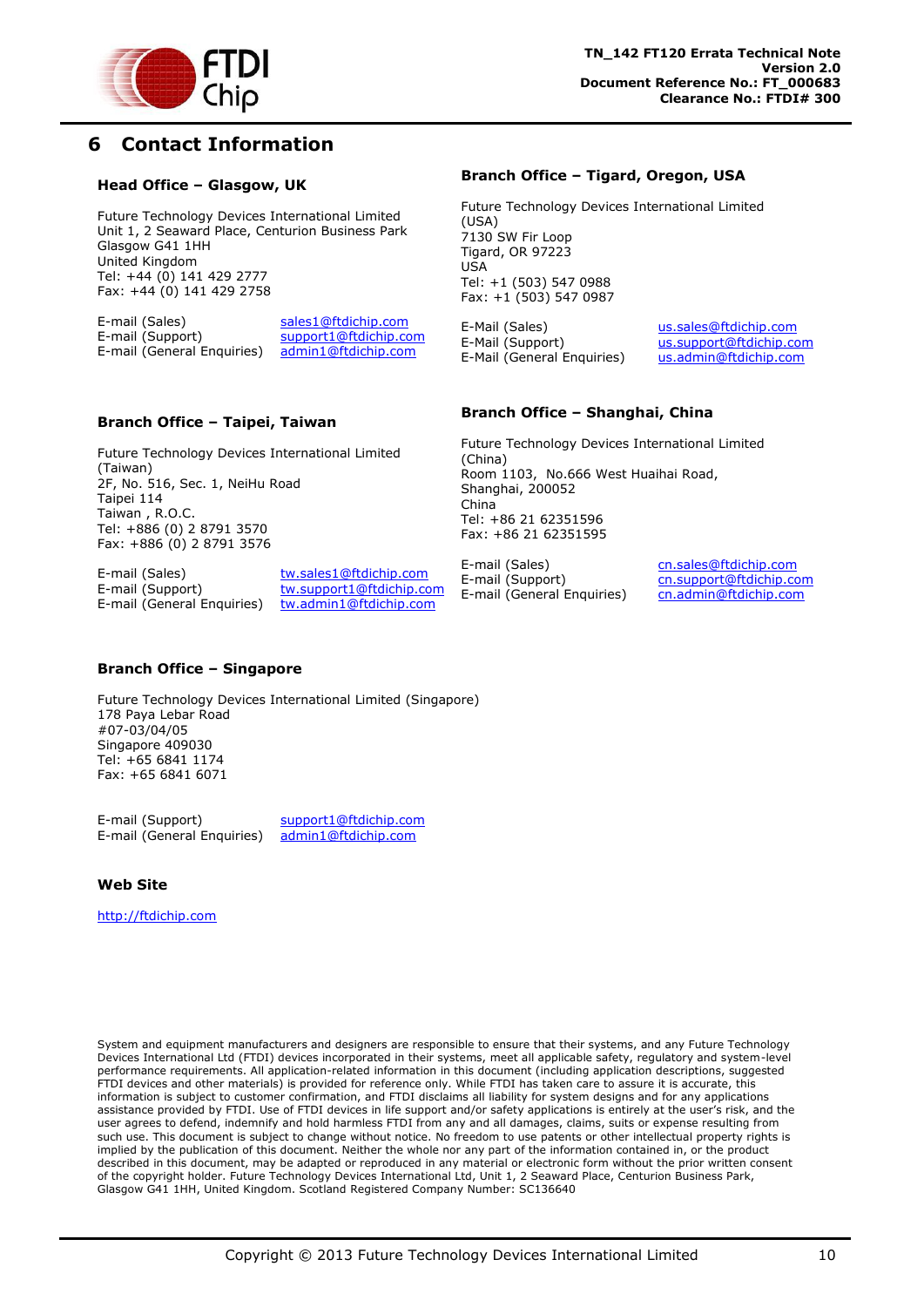# 6 Contact Information

### Head Office – Glasgow, UK

Future Technology Devices International Limited
Unit 1, 2 Seaward Place, Centurion Business Park
Glasgow G41 1HH
United Kingdom
Tel: +44 (0) 141 429 2777
Fax: +44 (0) 141 429 2758

E-mail (Sales) sales1@ftdichip.com
E-mail (Support) support1@ftdichip.com
E-mail (General Enquiries) admin1@ftdichip.com

### Branch Office – Tigard, Oregon, USA

Future Technology Devices International Limited (USA)
7130 SW Fir Loop
Tigard, OR 97223
USA
Tel: +1 (503) 547 0988
Fax: +1 (503) 547 0987

E-Mail (Sales) us.sales@ftdichip.com
E-Mail (Support) us.support@ftdichip.com
E-Mail (General Enquiries) us.admin@ftdichip.com

### Branch Office – Taipei, Taiwan

Future Technology Devices International Limited (Taiwan)
2F, No. 516, Sec. 1, NeiHu Road
Taipei 114
Taiwan , R.O.C.
Tel: +886 (0) 2 8791 3570
Fax: +886 (0) 2 8791 3576

E-mail (Sales) tw.sales1@ftdichip.com
E-mail (Support) tw.support1@ftdichip.com
E-mail (General Enquiries) tw.admin1@ftdichip.com

### Branch Office – Shanghai, China

Future Technology Devices International Limited (China)
Room 1103, No.666 West Huaihai Road,
Shanghai, 200052
China
Tel: +86 21 62351596
Fax: +86 21 62351595

E-mail (Sales) cn.sales@ftdichip.com
E-mail (Support) cn.support@ftdichip.com
E-mail (General Enquiries) cn.admin@ftdichip.com

### Branch Office – Singapore

Future Technology Devices International Limited (Singapore)
178 Paya Lebar Road
#07-03/04/05
Singapore 409030
Tel: +65 6841 1174
Fax: +65 6841 6071

E-mail (Support) support1@ftdichip.com
E-mail (General Enquiries) admin1@ftdichip.com

### Web Site

http://ftdichip.com

System and equipment manufacturers and designers are responsible to ensure that their systems, and any Future Technology Devices International Ltd (FTDI) devices incorporated in their systems, meet all applicable safety, regulatory and system-level performance requirements. All application-related information in this document (including application descriptions, suggested FTDI devices and other materials) is provided for reference only. While FTDI has taken care to assure it is accurate, this information is subject to customer confirmation, and FTDI disclaims all liability for system designs and for any applications assistance provided by FTDI. Use of FTDI devices in life support and/or safety applications is entirely at the user's risk, and the user agrees to defend, indemnify and hold harmless FTDI from any and all damages, claims, suits or expense resulting from such use. This document is subject to change without notice. No freedom to use patents or other intellectual property rights is implied by the publication of this document. Neither the whole nor any part of the information contained in, or the product described in this document, may be adapted or reproduced in any material or electronic form without the prior written consent of the copyright holder. Future Technology Devices International Ltd, Unit 1, 2 Seaward Place, Centurion Business Park, Glasgow G41 1HH, United Kingdom. Scotland Registered Company Number: SC136640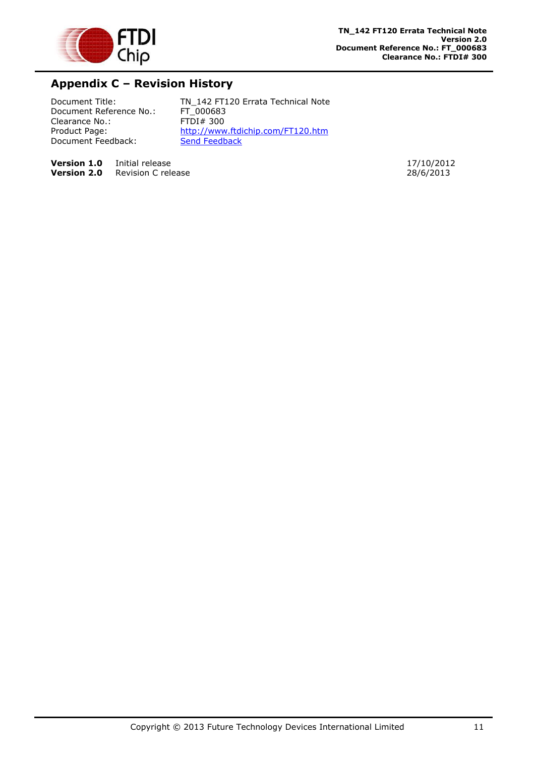## Appendix C – Revision History

| | |
|---|---|
| Document Title: | TN_142 FT120 Errata Technical Note |
| Document Reference No.: | FT_000683 |
| Clearance No.: | FTDI# 300 |
| Product Page: | [http://www.ftdichip.com/FT120.htm](http://www.ftdichip.com/FT120.htm) |
| Document Feedback: | Send Feedback |

| | | |
|---|---|---|
| **Version 1.0** | Initial release | 17/10/2012 |
| **Version 2.0** | Revision C release | 28/6/2013 |